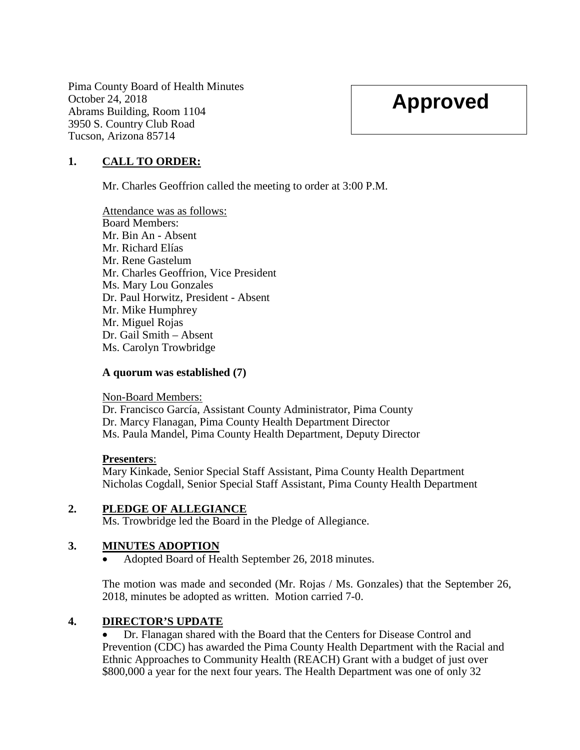Pima County Board of Health Minutes
October 24, 2018
Abrams Building, Room 1104
3950 S. Country Club Road
Tucson, Arizona 85714

**Approved**

## 1. CALL TO ORDER:

Mr. Charles Geoffrion called the meeting to order at 3:00 P.M.

Attendance was as follows:
Board Members:
Mr. Bin An - Absent
Mr. Richard Elías
Mr. Rene Gastelum
Mr. Charles Geoffrion, Vice President
Ms. Mary Lou Gonzales
Dr. Paul Horwitz, President - Absent
Mr. Mike Humphrey
Mr. Miguel Rojas
Dr. Gail Smith – Absent
Ms. Carolyn Trowbridge

**A quorum was established (7)**

Non-Board Members:
Dr. Francisco García, Assistant County Administrator, Pima County
Dr. Marcy Flanagan, Pima County Health Department Director
Ms. Paula Mandel, Pima County Health Department, Deputy Director

**Presenters**:
Mary Kinkade, Senior Special Staff Assistant, Pima County Health Department
Nicholas Cogdall, Senior Special Staff Assistant, Pima County Health Department

## 2. PLEDGE OF ALLEGIANCE

Ms. Trowbridge led the Board in the Pledge of Allegiance.

## 3. MINUTES ADOPTION

- Adopted Board of Health September 26, 2018 minutes.

The motion was made and seconded (Mr. Rojas / Ms. Gonzales) that the September 26, 2018, minutes be adopted as written. Motion carried 7-0.

## 4. DIRECTOR'S UPDATE

- Dr. Flanagan shared with the Board that the Centers for Disease Control and Prevention (CDC) has awarded the Pima County Health Department with the Racial and Ethnic Approaches to Community Health (REACH) Grant with a budget of just over $800,000 a year for the next four years. The Health Department was one of only 32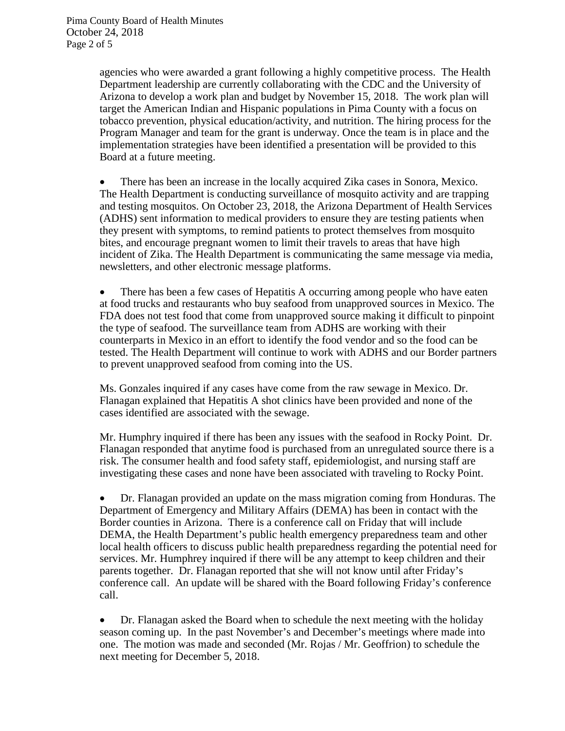agencies who were awarded a grant following a highly competitive process. The Health Department leadership are currently collaborating with the CDC and the University of Arizona to develop a work plan and budget by November 15, 2018. The work plan will target the American Indian and Hispanic populations in Pima County with a focus on tobacco prevention, physical education/activity, and nutrition. The hiring process for the Program Manager and team for the grant is underway. Once the team is in place and the implementation strategies have been identified a presentation will be provided to this Board at a future meeting.

- There has been an increase in the locally acquired Zika cases in Sonora, Mexico. The Health Department is conducting surveillance of mosquito activity and are trapping and testing mosquitos. On October 23, 2018, the Arizona Department of Health Services (ADHS) sent information to medical providers to ensure they are testing patients when they present with symptoms, to remind patients to protect themselves from mosquito bites, and encourage pregnant women to limit their travels to areas that have high incident of Zika. The Health Department is communicating the same message via media, newsletters, and other electronic message platforms.

- There has been a few cases of Hepatitis A occurring among people who have eaten at food trucks and restaurants who buy seafood from unapproved sources in Mexico. The FDA does not test food that come from unapproved source making it difficult to pinpoint the type of seafood. The surveillance team from ADHS are working with their counterparts in Mexico in an effort to identify the food vendor and so the food can be tested. The Health Department will continue to work with ADHS and our Border partners to prevent unapproved seafood from coming into the US.

Ms. Gonzales inquired if any cases have come from the raw sewage in Mexico. Dr. Flanagan explained that Hepatitis A shot clinics have been provided and none of the cases identified are associated with the sewage.

Mr. Humphry inquired if there has been any issues with the seafood in Rocky Point. Dr. Flanagan responded that anytime food is purchased from an unregulated source there is a risk. The consumer health and food safety staff, epidemiologist, and nursing staff are investigating these cases and none have been associated with traveling to Rocky Point.

- Dr. Flanagan provided an update on the mass migration coming from Honduras. The Department of Emergency and Military Affairs (DEMA) has been in contact with the Border counties in Arizona. There is a conference call on Friday that will include DEMA, the Health Department's public health emergency preparedness team and other local health officers to discuss public health preparedness regarding the potential need for services. Mr. Humphrey inquired if there will be any attempt to keep children and their parents together. Dr. Flanagan reported that she will not know until after Friday's conference call. An update will be shared with the Board following Friday's conference call.

- Dr. Flanagan asked the Board when to schedule the next meeting with the holiday season coming up. In the past November's and December's meetings where made into one. The motion was made and seconded (Mr. Rojas / Mr. Geoffrion) to schedule the next meeting for December 5, 2018.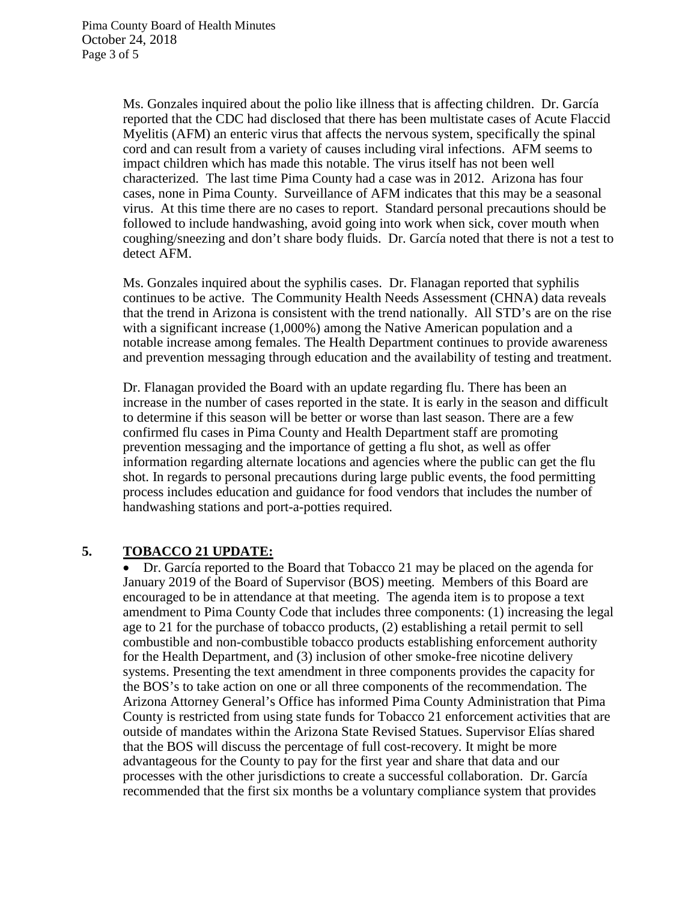Ms. Gonzales inquired about the polio like illness that is affecting children. Dr. García reported that the CDC had disclosed that there has been multistate cases of Acute Flaccid Myelitis (AFM) an enteric virus that affects the nervous system, specifically the spinal cord and can result from a variety of causes including viral infections. AFM seems to impact children which has made this notable. The virus itself has not been well characterized. The last time Pima County had a case was in 2012. Arizona has four cases, none in Pima County. Surveillance of AFM indicates that this may be a seasonal virus. At this time there are no cases to report. Standard personal precautions should be followed to include handwashing, avoid going into work when sick, cover mouth when coughing/sneezing and don't share body fluids. Dr. García noted that there is not a test to detect AFM.

Ms. Gonzales inquired about the syphilis cases. Dr. Flanagan reported that syphilis continues to be active. The Community Health Needs Assessment (CHNA) data reveals that the trend in Arizona is consistent with the trend nationally. All STD's are on the rise with a significant increase (1,000%) among the Native American population and a notable increase among females. The Health Department continues to provide awareness and prevention messaging through education and the availability of testing and treatment.

Dr. Flanagan provided the Board with an update regarding flu. There has been an increase in the number of cases reported in the state. It is early in the season and difficult to determine if this season will be better or worse than last season. There are a few confirmed flu cases in Pima County and Health Department staff are promoting prevention messaging and the importance of getting a flu shot, as well as offer information regarding alternate locations and agencies where the public can get the flu shot. In regards to personal precautions during large public events, the food permitting process includes education and guidance for food vendors that includes the number of handwashing stations and port-a-potties required.

## 5. TOBACCO 21 UPDATE:

- Dr. García reported to the Board that Tobacco 21 may be placed on the agenda for January 2019 of the Board of Supervisor (BOS) meeting. Members of this Board are encouraged to be in attendance at that meeting. The agenda item is to propose a text amendment to Pima County Code that includes three components: (1) increasing the legal age to 21 for the purchase of tobacco products, (2) establishing a retail permit to sell combustible and non-combustible tobacco products establishing enforcement authority for the Health Department, and (3) inclusion of other smoke-free nicotine delivery systems. Presenting the text amendment in three components provides the capacity for the BOS's to take action on one or all three components of the recommendation. The Arizona Attorney General's Office has informed Pima County Administration that Pima County is restricted from using state funds for Tobacco 21 enforcement activities that are outside of mandates within the Arizona State Revised Statues. Supervisor Elías shared that the BOS will discuss the percentage of full cost-recovery. It might be more advantageous for the County to pay for the first year and share that data and our processes with the other jurisdictions to create a successful collaboration. Dr. García recommended that the first six months be a voluntary compliance system that provides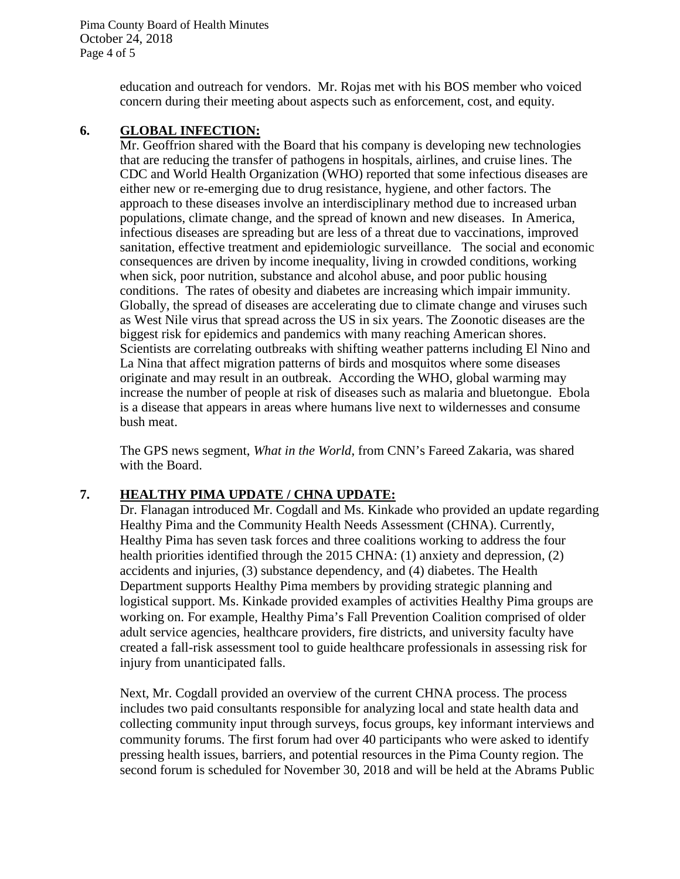education and outreach for vendors. Mr. Rojas met with his BOS member who voiced concern during their meeting about aspects such as enforcement, cost, and equity.

## 6. GLOBAL INFECTION:

Mr. Geoffrion shared with the Board that his company is developing new technologies that are reducing the transfer of pathogens in hospitals, airlines, and cruise lines. The CDC and World Health Organization (WHO) reported that some infectious diseases are either new or re-emerging due to drug resistance, hygiene, and other factors. The approach to these diseases involve an interdisciplinary method due to increased urban populations, climate change, and the spread of known and new diseases. In America, infectious diseases are spreading but are less of a threat due to vaccinations, improved sanitation, effective treatment and epidemiologic surveillance. The social and economic consequences are driven by income inequality, living in crowded conditions, working when sick, poor nutrition, substance and alcohol abuse, and poor public housing conditions. The rates of obesity and diabetes are increasing which impair immunity. Globally, the spread of diseases are accelerating due to climate change and viruses such as West Nile virus that spread across the US in six years. The Zoonotic diseases are the biggest risk for epidemics and pandemics with many reaching American shores. Scientists are correlating outbreaks with shifting weather patterns including El Nino and La Nina that affect migration patterns of birds and mosquitos where some diseases originate and may result in an outbreak. According the WHO, global warming may increase the number of people at risk of diseases such as malaria and bluetongue. Ebola is a disease that appears in areas where humans live next to wildernesses and consume bush meat.

The GPS news segment, *What in the World*, from CNN's Fareed Zakaria, was shared with the Board.

## 7. HEALTHY PIMA UPDATE / CHNA UPDATE:

Dr. Flanagan introduced Mr. Cogdall and Ms. Kinkade who provided an update regarding Healthy Pima and the Community Health Needs Assessment (CHNA). Currently, Healthy Pima has seven task forces and three coalitions working to address the four health priorities identified through the 2015 CHNA: (1) anxiety and depression, (2) accidents and injuries, (3) substance dependency, and (4) diabetes. The Health Department supports Healthy Pima members by providing strategic planning and logistical support. Ms. Kinkade provided examples of activities Healthy Pima groups are working on. For example, Healthy Pima's Fall Prevention Coalition comprised of older adult service agencies, healthcare providers, fire districts, and university faculty have created a fall-risk assessment tool to guide healthcare professionals in assessing risk for injury from unanticipated falls.

Next, Mr. Cogdall provided an overview of the current CHNA process. The process includes two paid consultants responsible for analyzing local and state health data and collecting community input through surveys, focus groups, key informant interviews and community forums. The first forum had over 40 participants who were asked to identify pressing health issues, barriers, and potential resources in the Pima County region. The second forum is scheduled for November 30, 2018 and will be held at the Abrams Public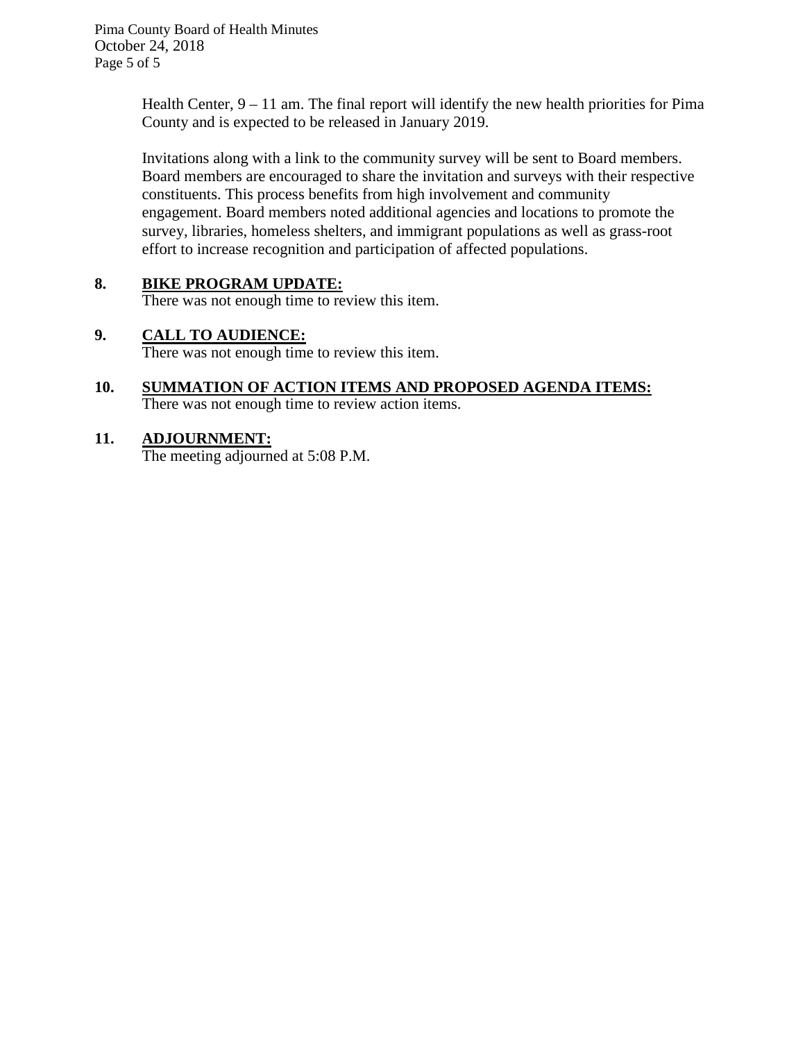Health Center, 9 – 11 am. The final report will identify the new health priorities for Pima County and is expected to be released in January 2019.

Invitations along with a link to the community survey will be sent to Board members. Board members are encouraged to share the invitation and surveys with their respective constituents. This process benefits from high involvement and community engagement. Board members noted additional agencies and locations to promote the survey, libraries, homeless shelters, and immigrant populations as well as grass-root effort to increase recognition and participation of affected populations.

**8. <u>BIKE PROGRAM UPDATE:</u>**
There was not enough time to review this item.

**9. <u>CALL TO AUDIENCE:</u>**
There was not enough time to review this item.

**10. <u>SUMMATION OF ACTION ITEMS AND PROPOSED AGENDA ITEMS:</u>**
There was not enough time to review action items.

**11. <u>ADJOURNMENT:</u>**
The meeting adjourned at 5:08 P.M.